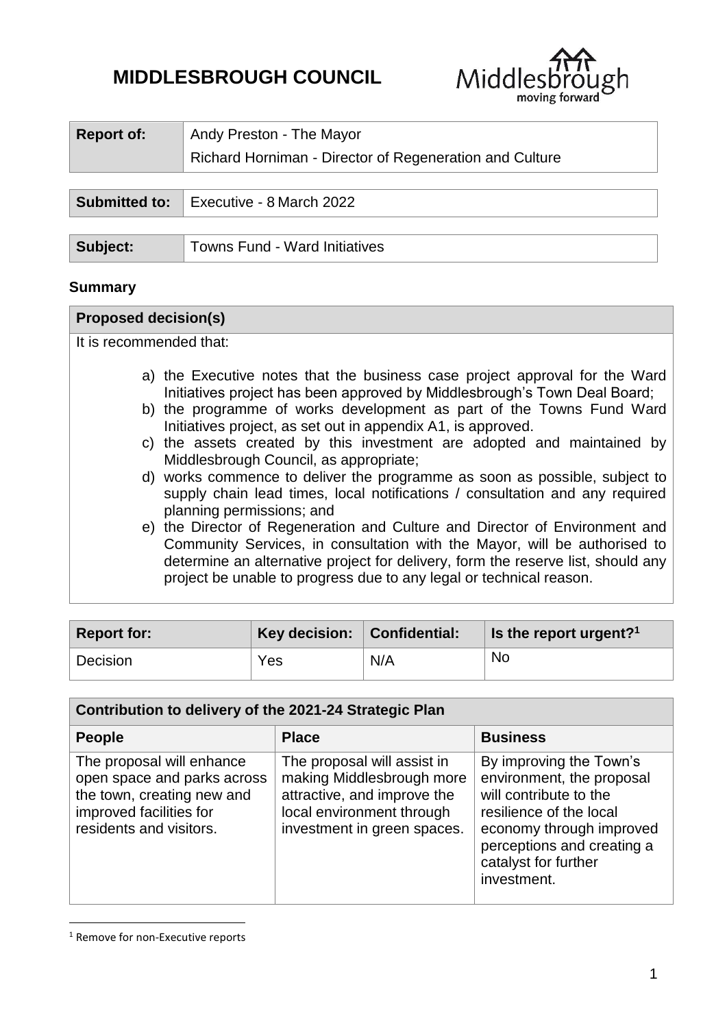# MIDDLESBROUGH COUNCIL

| **Report of:** | Andy Preston - The Mayor<br>Richard Horniman - Director of Regeneration and Culture |
|---|---|

| **Submitted to:** | Executive - 8 March 2022 |
|---|---|

| **Subject:** | Towns Fund - Ward Initiatives |
|---|---|

**Summary**

| **Proposed decision(s)** |
|---|
| It is recommended that:<br><br>a) the Executive notes that the business case project approval for the Ward Initiatives project has been approved by Middlesbrough's Town Deal Board;<br>b) the programme of works development as part of the Towns Fund Ward Initiatives project, as set out in appendix A1, is approved.<br>c) the assets created by this investment are adopted and maintained by Middlesbrough Council, as appropriate;<br>d) works commence to deliver the programme as soon as possible, subject to supply chain lead times, local notifications / consultation and any required planning permissions; and<br>e) the Director of Regeneration and Culture and Director of Environment and Community Services, in consultation with the Mayor, will be authorised to determine an alternative project for delivery, form the reserve list, should any project be unable to progress due to any legal or technical reason. |

| **Report for:** | **Key decision:** | **Confidential:** | **Is the report urgent?[1]** |
|---|---|---|---|
| Decision | Yes | N/A | No |

| **Contribution to delivery of the 2021-24 Strategic Plan** | | |
|---|---|---|
| **People** | **Place** | **Business** |
| The proposal will enhance open space and parks across the town, creating new and improved facilities for residents and visitors. | The proposal will assist in making Middlesbrough more attractive, and improve the local environment through investment in green spaces. | By improving the Town's environment, the proposal will contribute to the resilience of the local economy through improved perceptions and creating a catalyst for further investment. |

[1] Remove for non-Executive reports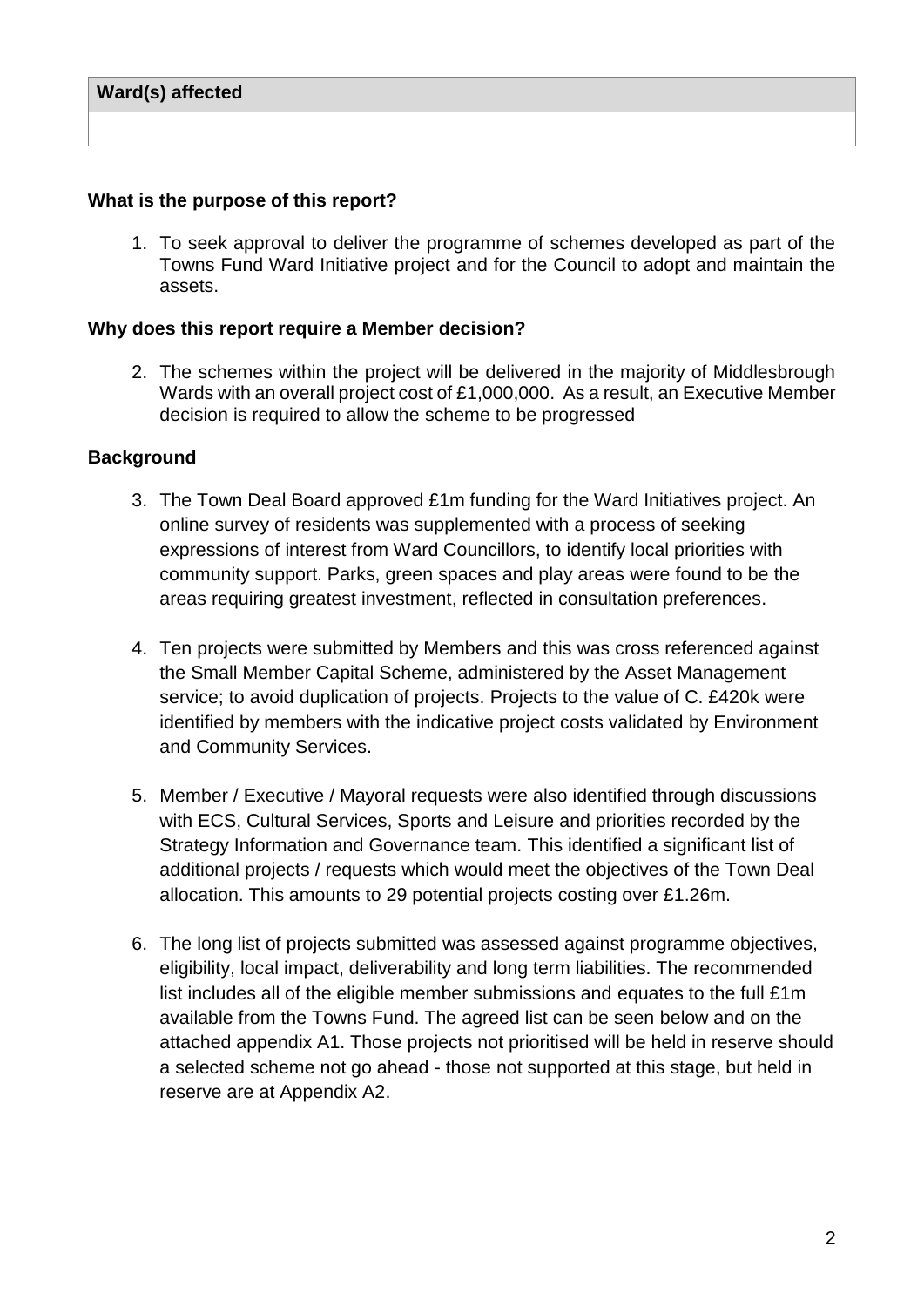| Ward(s) affected |
|---|
| |

**What is the purpose of this report?**

1. To seek approval to deliver the programme of schemes developed as part of the Towns Fund Ward Initiative project and for the Council to adopt and maintain the assets.

**Why does this report require a Member decision?**

2. The schemes within the project will be delivered in the majority of Middlesbrough Wards with an overall project cost of £1,000,000. As a result, an Executive Member decision is required to allow the scheme to be progressed

**Background**

3. The Town Deal Board approved £1m funding for the Ward Initiatives project. An online survey of residents was supplemented with a process of seeking expressions of interest from Ward Councillors, to identify local priorities with community support. Parks, green spaces and play areas were found to be the areas requiring greatest investment, reflected in consultation preferences.

4. Ten projects were submitted by Members and this was cross referenced against the Small Member Capital Scheme, administered by the Asset Management service; to avoid duplication of projects. Projects to the value of C. £420k were identified by members with the indicative project costs validated by Environment and Community Services.

5. Member / Executive / Mayoral requests were also identified through discussions with ECS, Cultural Services, Sports and Leisure and priorities recorded by the Strategy Information and Governance team. This identified a significant list of additional projects / requests which would meet the objectives of the Town Deal allocation. This amounts to 29 potential projects costing over £1.26m.

6. The long list of projects submitted was assessed against programme objectives, eligibility, local impact, deliverability and long term liabilities. The recommended list includes all of the eligible member submissions and equates to the full £1m available from the Towns Fund. The agreed list can be seen below and on the attached appendix A1. Those projects not prioritised will be held in reserve should a selected scheme not go ahead - those not supported at this stage, but held in reserve are at Appendix A2.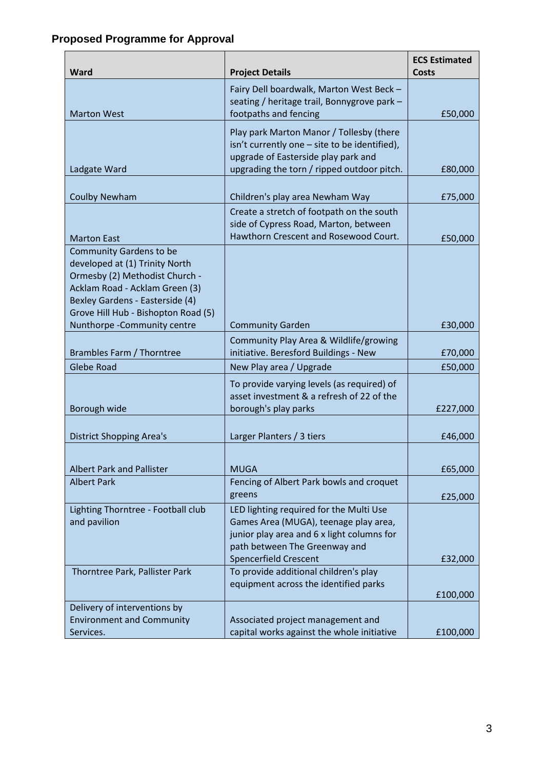## Proposed Programme for Approval

| Ward | Project Details | ECS Estimated Costs |
|---|---|---|
| Marton West | Fairy Dell boardwalk, Marton West Beck – seating / heritage trail, Bonnygrove park – footpaths and fencing | £50,000 |
| Ladgate Ward | Play park Marton Manor / Tollesby (there isn't currently one – site to be identified), upgrade of Easterside play park and upgrading the torn / ripped outdoor pitch. | £80,000 |
| Coulby Newham | Children's play area Newham Way | £75,000 |
| Marton East | Create a stretch of footpath on the south side of Cypress Road, Marton, between Hawthorn Crescent and Rosewood Court. | £50,000 |
| Community Gardens to be developed at (1) Trinity North Ormesby (2) Methodist Church - Acklam Road - Acklam Green (3) Bexley Gardens - Easterside (4) Grove Hill Hub - Bishopton Road (5) Nunthorpe -Community centre | Community Garden | £30,000 |
| Brambles Farm / Thorntree | Community Play Area & Wildlife/growing initiative. Beresford Buildings - New | £70,000 |
| Glebe Road | New Play area / Upgrade | £50,000 |
| Borough wide | To provide varying levels (as required) of asset investment & a refresh of 22 of the borough's play parks | £227,000 |
| District Shopping Area's | Larger Planters / 3 tiers | £46,000 |
| Albert Park and Pallister | MUGA | £65,000 |
| Albert Park | Fencing of Albert Park bowls and croquet greens | £25,000 |
| Lighting Thorntree - Football club and pavilion | LED lighting required for the Multi Use Games Area (MUGA), teenage play area, junior play area and 6 x light columns for path between The Greenway and Spencerfield Crescent | £32,000 |
| Thorntree Park, Pallister Park | To provide additional children's play equipment across the identified parks | £100,000 |
| Delivery of interventions by Environment and Community Services. | Associated project management and capital works against the whole initiative | £100,000 |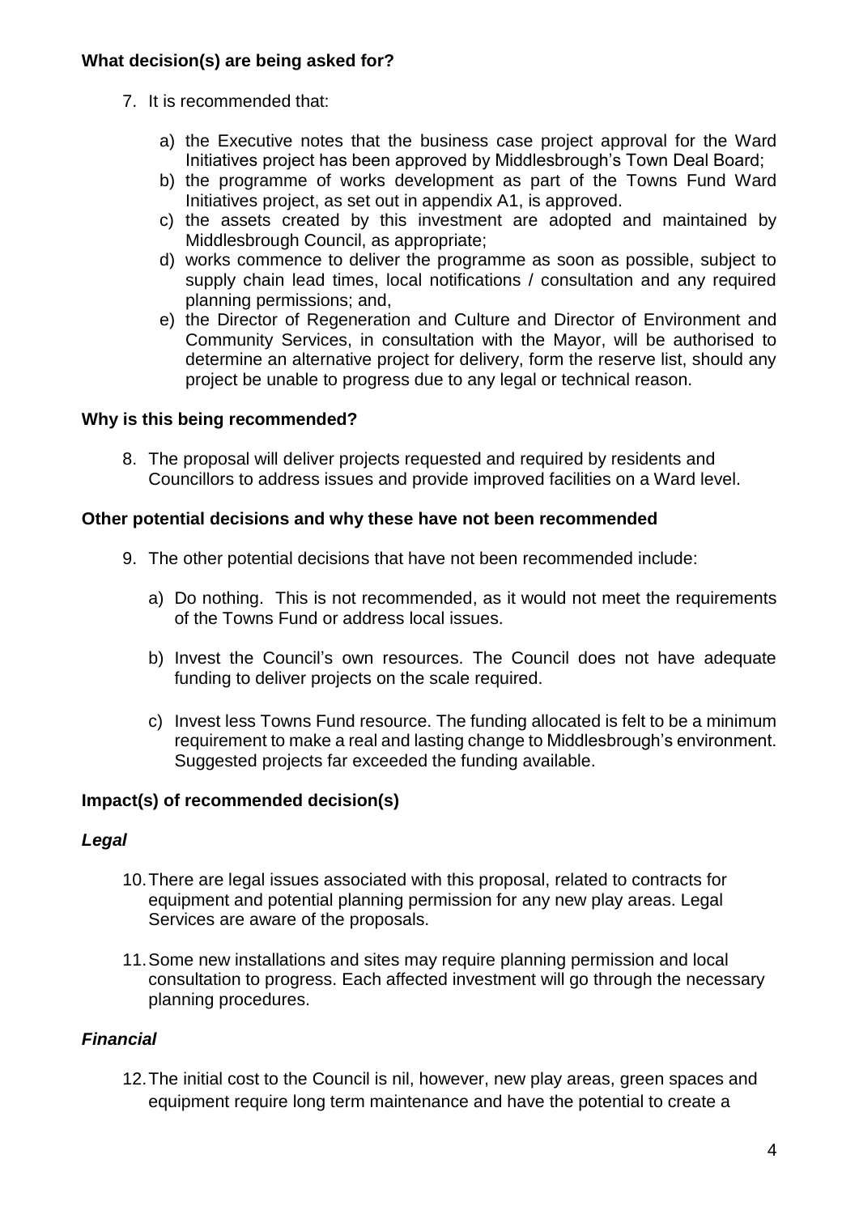### What decision(s) are being asked for?

7. It is recommended that:

    a) the Executive notes that the business case project approval for the Ward Initiatives project has been approved by Middlesbrough's Town Deal Board;
    b) the programme of works development as part of the Towns Fund Ward Initiatives project, as set out in appendix A1, is approved.
    c) the assets created by this investment are adopted and maintained by Middlesbrough Council, as appropriate;
    d) works commence to deliver the programme as soon as possible, subject to supply chain lead times, local notifications / consultation and any required planning permissions; and,
    e) the Director of Regeneration and Culture and Director of Environment and Community Services, in consultation with the Mayor, will be authorised to determine an alternative project for delivery, form the reserve list, should any project be unable to progress due to any legal or technical reason.

### Why is this being recommended?

8. The proposal will deliver projects requested and required by residents and Councillors to address issues and provide improved facilities on a Ward level.

### Other potential decisions and why these have not been recommended

9. The other potential decisions that have not been recommended include:

    a) Do nothing. This is not recommended, as it would not meet the requirements of the Towns Fund or address local issues.

    b) Invest the Council's own resources. The Council does not have adequate funding to deliver projects on the scale required.

    c) Invest less Towns Fund resource. The funding allocated is felt to be a minimum requirement to make a real and lasting change to Middlesbrough's environment. Suggested projects far exceeded the funding available.

### Impact(s) of recommended decision(s)

#### *Legal*

10. There are legal issues associated with this proposal, related to contracts for equipment and potential planning permission for any new play areas. Legal Services are aware of the proposals.

11. Some new installations and sites may require planning permission and local consultation to progress. Each affected investment will go through the necessary planning procedures.

#### *Financial*

12. The initial cost to the Council is nil, however, new play areas, green spaces and equipment require long term maintenance and have the potential to create a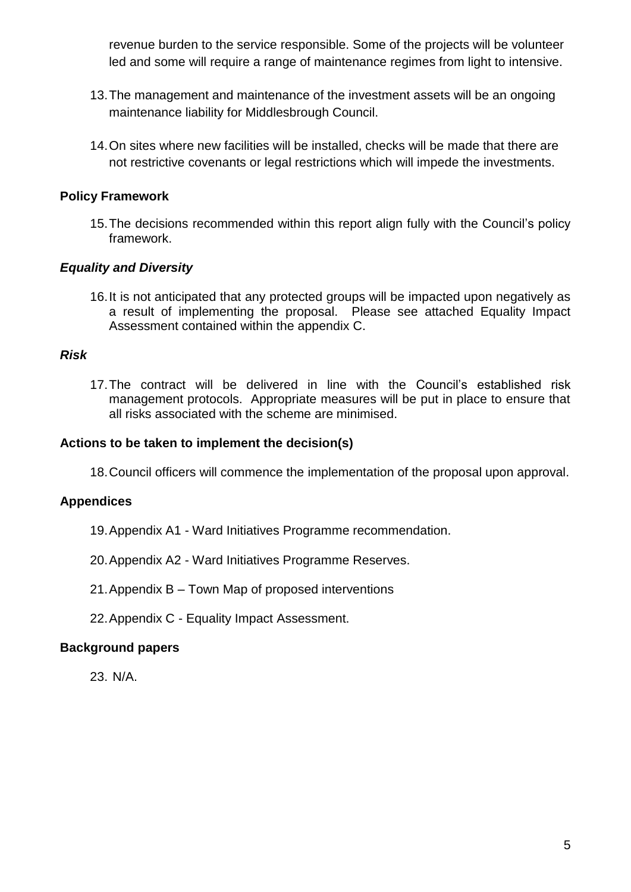revenue burden to the service responsible. Some of the projects will be volunteer led and some will require a range of maintenance regimes from light to intensive.

13. The management and maintenance of the investment assets will be an ongoing maintenance liability for Middlesbrough Council.

14. On sites where new facilities will be installed, checks will be made that there are not restrictive covenants or legal restrictions which will impede the investments.

**Policy Framework**

15. The decisions recommended within this report align fully with the Council's policy framework.

***Equality and Diversity***

16. It is not anticipated that any protected groups will be impacted upon negatively as a result of implementing the proposal. Please see attached Equality Impact Assessment contained within the appendix C.

***Risk***

17. The contract will be delivered in line with the Council's established risk management protocols. Appropriate measures will be put in place to ensure that all risks associated with the scheme are minimised.

**Actions to be taken to implement the decision(s)**

18. Council officers will commence the implementation of the proposal upon approval.

**Appendices**

19. Appendix A1 - Ward Initiatives Programme recommendation.

20. Appendix A2 - Ward Initiatives Programme Reserves.

21. Appendix B – Town Map of proposed interventions

22. Appendix C - Equality Impact Assessment.

**Background papers**

23. N/A.